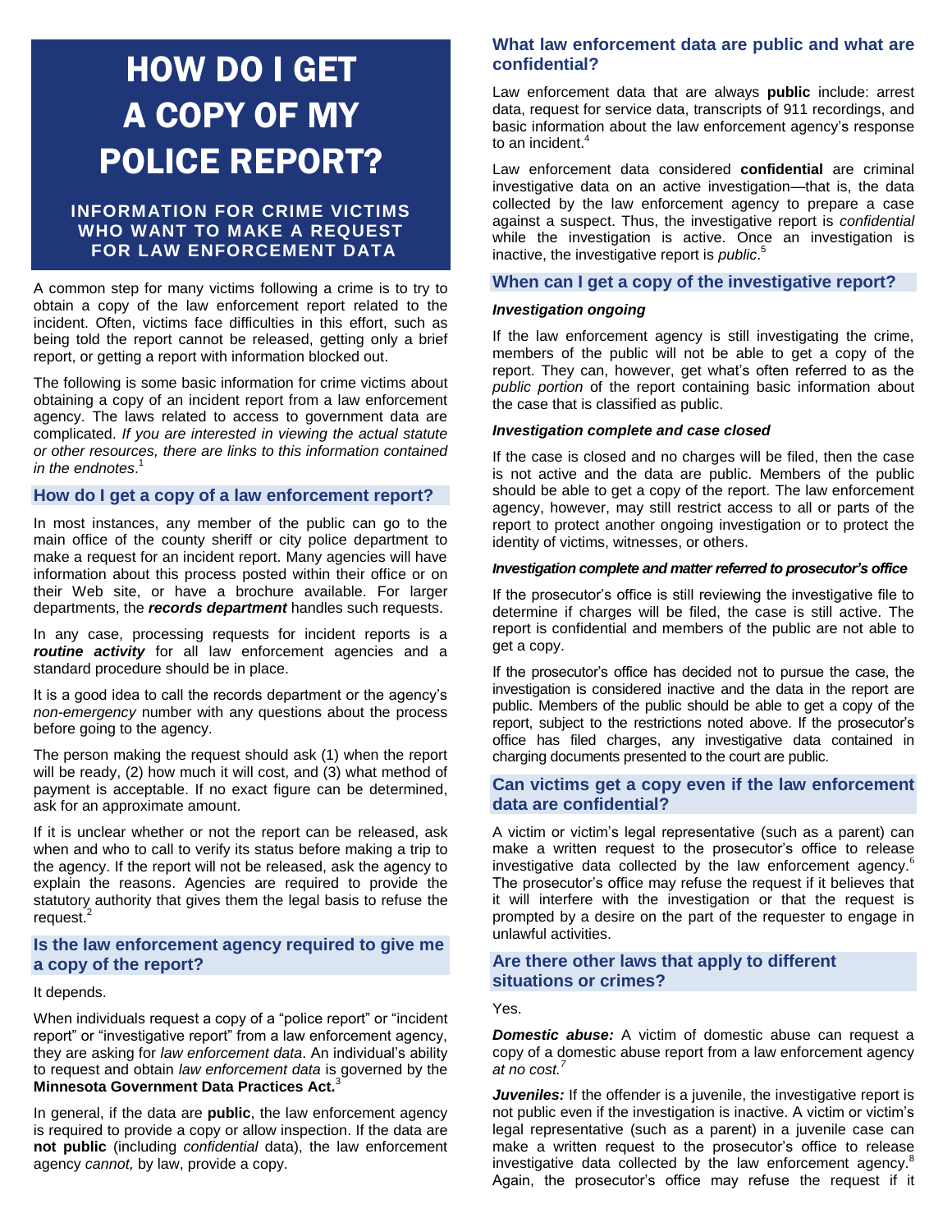# HOW DO I GET A COPY OF MY POLICE REPORT?

## INFORMATION FOR CRIME VICTIMS WHO WANT TO MAKE A REQUEST FOR LAW ENFORCEMENT DATA

A common step for many victims following a crime is to try to obtain a copy of the law enforcement report related to the incident. Often, victims face difficulties in this effort, such as being told the report cannot be released, getting only a brief report, or getting a report with information blocked out.

The following is some basic information for crime victims about obtaining a copy of an incident report from a law enforcement agency. The laws related to access to government data are complicated. *If you are interested in viewing the actual statute or other resources, there are links to this information contained in the endnotes*.[1]

### How do I get a copy of a law enforcement report?

In most instances, any member of the public can go to the main office of the county sheriff or city police department to make a request for an incident report. Many agencies will have information about this process posted within their office or on their Web site, or have a brochure available. For larger departments, the ***records department*** handles such requests.

In any case, processing requests for incident reports is a ***routine activity*** for all law enforcement agencies and a standard procedure should be in place.

It is a good idea to call the records department or the agency's *non-emergency* number with any questions about the process before going to the agency.

The person making the request should ask (1) when the report will be ready, (2) how much it will cost, and (3) what method of payment is acceptable. If no exact figure can be determined, ask for an approximate amount.

If it is unclear whether or not the report can be released, ask when and who to call to verify its status before making a trip to the agency. If the report will not be released, ask the agency to explain the reasons. Agencies are required to provide the statutory authority that gives them the legal basis to refuse the request.[2]

### Is the law enforcement agency required to give me a copy of the report?

It depends.

When individuals request a copy of a "police report" or "incident report" or "investigative report" from a law enforcement agency, they are asking for *law enforcement data*. An individual's ability to request and obtain *law enforcement data* is governed by the **Minnesota Government Data Practices Act.**[3]

In general, if the data are **public**, the law enforcement agency is required to provide a copy or allow inspection. If the data are **not public** (including *confidential* data), the law enforcement agency *cannot,* by law, provide a copy.

### What law enforcement data are public and what are confidential?

Law enforcement data that are always **public** include: arrest data, request for service data, transcripts of 911 recordings, and basic information about the law enforcement agency's response to an incident.[4]

Law enforcement data considered **confidential** are criminal investigative data on an active investigation—that is, the data collected by the law enforcement agency to prepare a case against a suspect. Thus, the investigative report is *confidential* while the investigation is active. Once an investigation is inactive, the investigative report is *public*.[5]

### When can I get a copy of the investigative report?

***Investigation ongoing***

If the law enforcement agency is still investigating the crime, members of the public will not be able to get a copy of the report. They can, however, get what's often referred to as the *public portion* of the report containing basic information about the case that is classified as public.

***Investigation complete and case closed***

If the case is closed and no charges will be filed, then the case is not active and the data are public. Members of the public should be able to get a copy of the report. The law enforcement agency, however, may still restrict access to all or parts of the report to protect another ongoing investigation or to protect the identity of victims, witnesses, or others.

***Investigation complete and matter referred to prosecutor's office***

If the prosecutor's office is still reviewing the investigative file to determine if charges will be filed, the case is still active. The report is confidential and members of the public are not able to get a copy.

If the prosecutor's office has decided not to pursue the case, the investigation is considered inactive and the data in the report are public. Members of the public should be able to get a copy of the report, subject to the restrictions noted above. If the prosecutor's office has filed charges, any investigative data contained in charging documents presented to the court are public.

### Can victims get a copy even if the law enforcement data are confidential?

A victim or victim's legal representative (such as a parent) can make a written request to the prosecutor's office to release investigative data collected by the law enforcement agency.[6] The prosecutor's office may refuse the request if it believes that it will interfere with the investigation or that the request is prompted by a desire on the part of the requester to engage in unlawful activities.

### Are there other laws that apply to different situations or crimes?

Yes.

***Domestic abuse:*** A victim of domestic abuse can request a copy of a domestic abuse report from a law enforcement agency *at no cost.*[7]

***Juveniles:*** If the offender is a juvenile, the investigative report is not public even if the investigation is inactive. A victim or victim's legal representative (such as a parent) in a juvenile case can make a written request to the prosecutor's office to release investigative data collected by the law enforcement agency.[8] Again, the prosecutor's office may refuse the request if it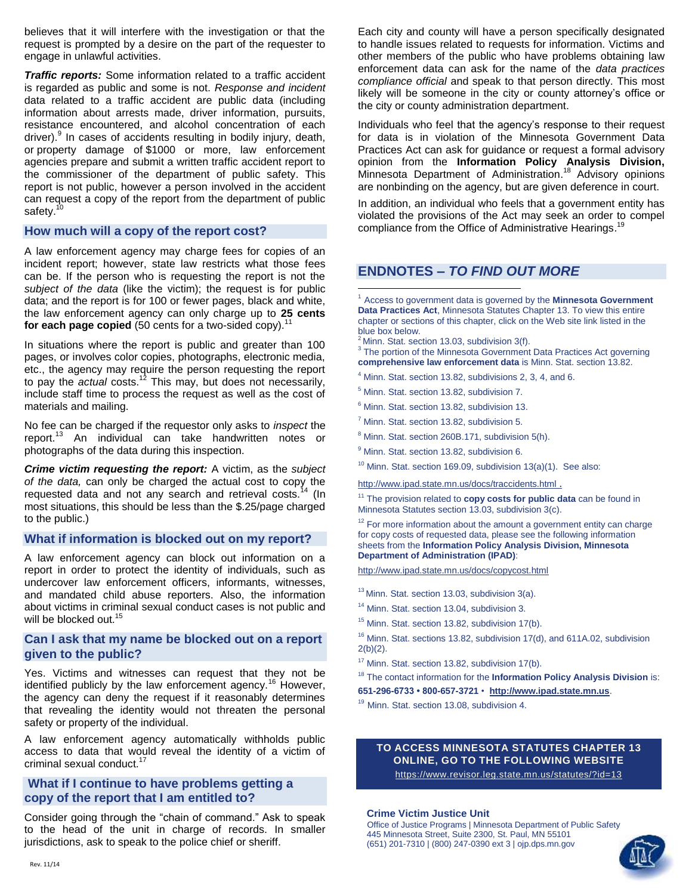believes that it will interfere with the investigation or that the request is prompted by a desire on the part of the requester to engage in unlawful activities.

***Traffic reports:*** Some information related to a traffic accident is regarded as public and some is not. *Response and incident* data related to a traffic accident are public data (including information about arrests made, driver information, pursuits, resistance encountered, and alcohol concentration of each driver).[9] In cases of accidents resulting in bodily injury, death, or property damage of $1000 or more, law enforcement agencies prepare and submit a written traffic accident report to the commissioner of the department of public safety. This report is not public, however a person involved in the accident can request a copy of the report from the department of public safety.[10]

## How much will a copy of the report cost?

A law enforcement agency may charge fees for copies of an incident report; however, state law restricts what those fees can be. If the person who is requesting the report is not the *subject of the data* (like the victim); the request is for public data; and the report is for 100 or fewer pages, black and white, the law enforcement agency can only charge up to **25 cents for each page copied** (50 cents for a two-sided copy).[11]

In situations where the report is public and greater than 100 pages, or involves color copies, photographs, electronic media, etc., the agency may require the person requesting the report to pay the *actual* costs.[12] This may, but does not necessarily, include staff time to process the request as well as the cost of materials and mailing.

No fee can be charged if the requestor only asks to *inspect* the report.[13] An individual can take handwritten notes or photographs of the data during this inspection.

***Crime victim requesting the report:*** A victim, as the *subject of the data,* can only be charged the actual cost to copy the requested data and not any search and retrieval costs.[14] (In most situations, this should be less than the $.25/page charged to the public.)

## What if information is blocked out on my report?

A law enforcement agency can block out information on a report in order to protect the identity of individuals, such as undercover law enforcement officers, informants, witnesses, and mandated child abuse reporters. Also, the information about victims in criminal sexual conduct cases is not public and will be blocked out.[15]

## Can I ask that my name be blocked out on a report given to the public?

Yes. Victims and witnesses can request that they not be identified publicly by the law enforcement agency.[16] However, the agency can deny the request if it reasonably determines that revealing the identity would not threaten the personal safety or property of the individual.

A law enforcement agency automatically withholds public access to data that would reveal the identity of a victim of criminal sexual conduct.[17]

## What if I continue to have problems getting a copy of the report that I am entitled to?

Consider going through the "chain of command." Ask to speak to the head of the unit in charge of records. In smaller jurisdictions, ask to speak to the police chief or sheriff.

Each city and county will have a person specifically designated to handle issues related to requests for information. Victims and other members of the public who have problems obtaining law enforcement data can ask for the name of the *data practices compliance official* and speak to that person directly. This most likely will be someone in the city or county attorney's office or the city or county administration department.

Individuals who feel that the agency's response to their request for data is in violation of the Minnesota Government Data Practices Act can ask for guidance or request a formal advisory opinion from the **Information Policy Analysis Division,** Minnesota Department of Administration.[18] Advisory opinions are nonbinding on the agency, but are given deference in court.

In addition, an individual who feels that a government entity has violated the provisions of the Act may seek an order to compel compliance from the Office of Administrative Hearings.[19]

## ENDNOTES – *TO FIND OUT MORE*

[1] Access to government data is governed by the **Minnesota Government Data Practices Act**, Minnesota Statutes Chapter 13. To view this entire chapter or sections of this chapter, click on the Web site link listed in the blue box below.

[2] Minn. Stat. section 13.03, subdivision 3(f).

[3] The portion of the Minnesota Government Data Practices Act governing **comprehensive law enforcement data** is Minn. Stat. section 13.82.

[4] Minn. Stat. section 13.82, subdivisions 2, 3, 4, and 6.

[5] Minn. Stat. section 13.82, subdivision 7.

[6] Minn. Stat. section 13.82, subdivision 13.

[7] Minn. Stat. section 13.82, subdivision 5.

[8] Minn. Stat. section 260B.171, subdivision 5(h).

[9] Minn. Stat. section 13.82, subdivision 6.

[10] Minn. Stat. section 169.09, subdivision 13(a)(1). See also:

http://www.ipad.state.mn.us/docs/traccidents.html .

[11] The provision related to **copy costs for public data** can be found in Minnesota Statutes section 13.03, subdivision 3(c).

[12] For more information about the amount a government entity can charge for copy costs of requested data, please see the following information sheets from the **Information Policy Analysis Division, Minnesota Department of Administration (IPAD)**:

http://www.ipad.state.mn.us/docs/copycost.html

[13] Minn. Stat. section 13.03, subdivision 3(a).

[14] Minn. Stat. section 13.04, subdivision 3.

[15] Minn. Stat. section 13.82, subdivision 17(b).

[16] Minn. Stat. sections 13.82, subdivision 17(d), and 611A.02, subdivision 2(b)(2).

[17] Minn. Stat. section 13.82, subdivision 17(b).

[18] The contact information for the **Information Policy Analysis Division** is:

**651-296-6733 • 800-657-3721** • **http://www.ipad.state.mn.us**.

[19] Minn. Stat. section 13.08, subdivision 4.

**TO ACCESS MINNESOTA STATUTES CHAPTER 13 ONLINE, GO TO THE FOLLOWING WEBSITE**
https://www.revisor.leg.state.mn.us/statutes/?id=13

**Crime Victim Justice Unit**
Office of Justice Programs | Minnesota Department of Public Safety
445 Minnesota Street, Suite 2300, St. Paul, MN 55101
(651) 201-7310 | (800) 247-0390 ext 3 | ojp.dps.mn.gov

Rev. 11/14